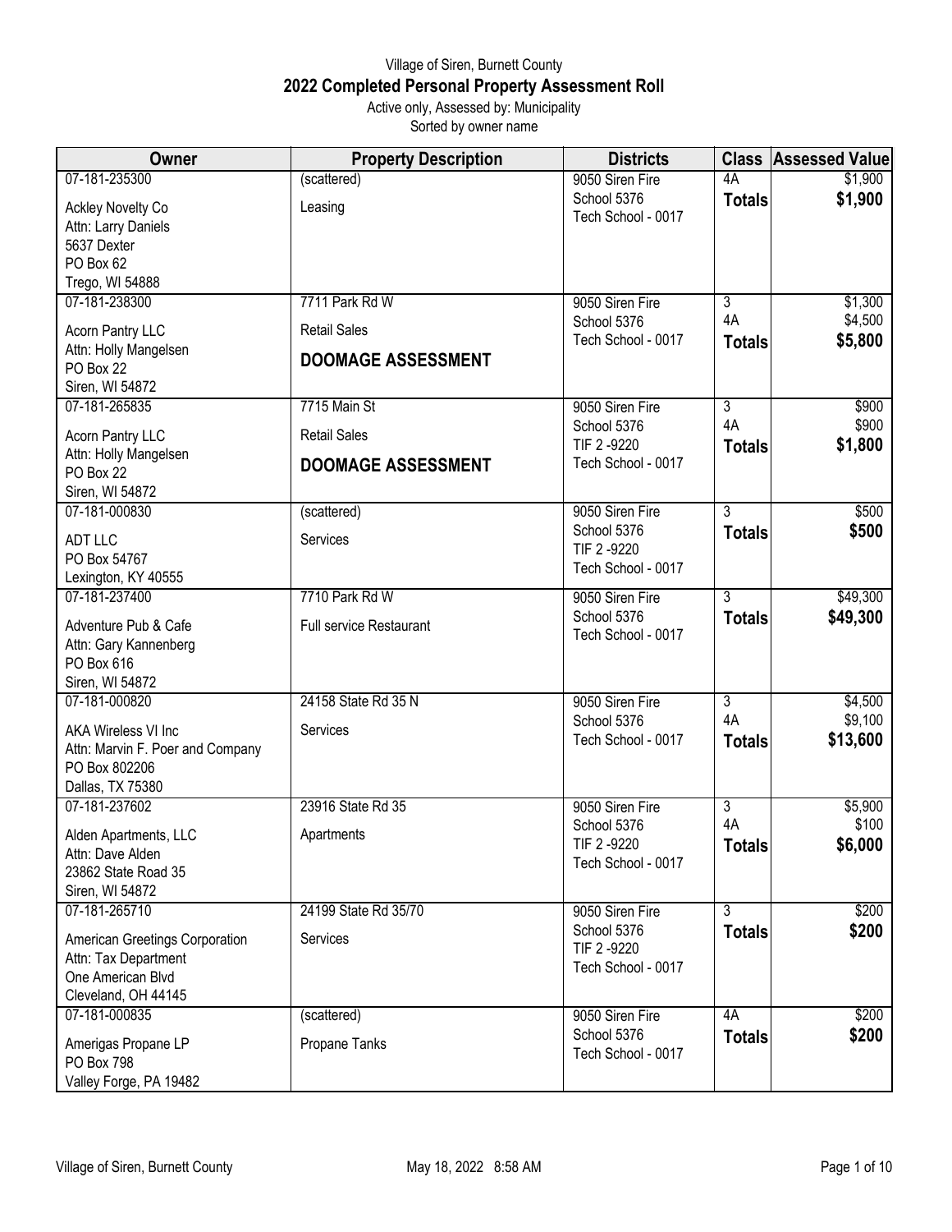Village of Siren, Burnett County

# 2022 Completed Personal Property Assessment Roll

Active only, Assessed by: Municipality

Sorted by owner name

| Owner | Property Description | Districts | Class | Assessed Value |
|---|---|---|---|---|
| 07-181-235300<br>Ackley Novelty Co<br>Attn: Larry Daniels<br>5637 Dexter<br>PO Box 62<br>Trego, WI 54888 | (scattered)<br>Leasing | 9050 Siren Fire<br>School 5376<br>Tech School - 0017 | 4A<br>**Totals** | $1,900<br>**$1,900** |
| 07-181-238300<br>Acorn Pantry LLC<br>Attn: Holly Mangelsen<br>PO Box 22<br>Siren, WI 54872 | 7711 Park Rd W<br>Retail Sales<br>**DOOMAGE ASSESSMENT** | 9050 Siren Fire<br>School 5376<br>Tech School - 0017 | 3<br>4A<br>**Totals** | $1,300<br>$4,500<br>**$5,800** |
| 07-181-265835<br>Acorn Pantry LLC<br>Attn: Holly Mangelsen<br>PO Box 22<br>Siren, WI 54872 | 7715 Main St<br>Retail Sales<br>**DOOMAGE ASSESSMENT** | 9050 Siren Fire<br>School 5376<br>TIF 2 -9220<br>Tech School - 0017 | 3<br>4A<br>**Totals** | $900<br>$900<br>**$1,800** |
| 07-181-000830<br>ADT LLC<br>PO Box 54767<br>Lexington, KY 40555 | (scattered)<br>Services | 9050 Siren Fire<br>School 5376<br>TIF 2 -9220<br>Tech School - 0017 | 3<br>**Totals** | $500<br>**$500** |
| 07-181-237400<br>Adventure Pub & Cafe<br>Attn: Gary Kannenberg<br>PO Box 616<br>Siren, WI 54872 | 7710 Park Rd W<br>Full service Restaurant | 9050 Siren Fire<br>School 5376<br>Tech School - 0017 | 3<br>**Totals** | $49,300<br>**$49,300** |
| 07-181-000820<br>AKA Wireless VI Inc<br>Attn: Marvin F. Poer and Company<br>PO Box 802206<br>Dallas, TX 75380 | 24158 State Rd 35 N<br>Services | 9050 Siren Fire<br>School 5376<br>Tech School - 0017 | 3<br>4A<br>**Totals** | $4,500<br>$9,100<br>**$13,600** |
| 07-181-237602<br>Alden Apartments, LLC<br>Attn: Dave Alden<br>23862 State Road 35<br>Siren, WI 54872 | 23916 State Rd 35<br>Apartments | 9050 Siren Fire<br>School 5376<br>TIF 2 -9220<br>Tech School - 0017 | 3<br>4A<br>**Totals** | $5,900<br>$100<br>**$6,000** |
| 07-181-265710<br>American Greetings Corporation<br>Attn: Tax Department<br>One American Blvd<br>Cleveland, OH 44145 | 24199 State Rd 35/70<br>Services | 9050 Siren Fire<br>School 5376<br>TIF 2 -9220<br>Tech School - 0017 | 3<br>**Totals** | $200<br>**$200** |
| 07-181-000835<br>Amerigas Propane LP<br>PO Box 798<br>Valley Forge, PA 19482 | (scattered)<br>Propane Tanks | 9050 Siren Fire<br>School 5376<br>Tech School - 0017 | 4A<br>**Totals** | $200<br>**$200** |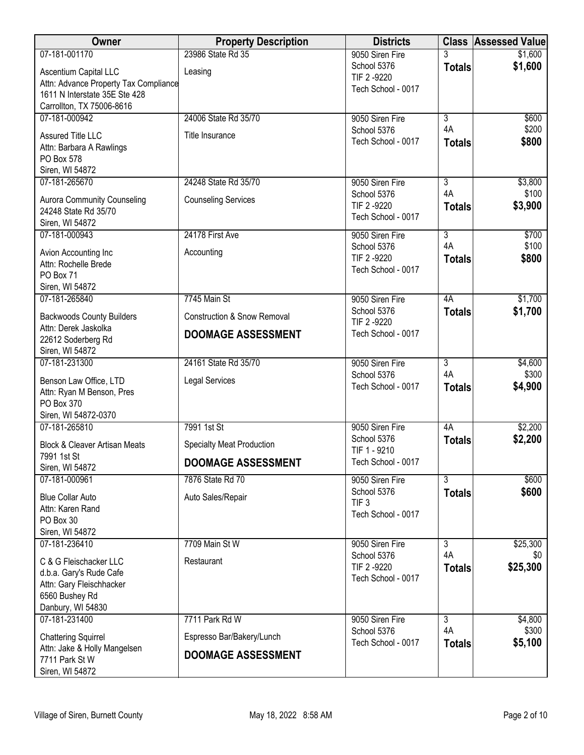| Owner | Property Description | Districts | Class | Assessed Value |
|---|---|---|---|---|
| 07-181-001170<br>Ascentium Capital LLC<br>Attn: Advance Property Tax Compliance<br>1611 N Interstate 35E Ste 428<br>Carrollton, TX 75006-8616 | 23986 State Rd 35<br>Leasing | 9050 Siren Fire<br>School 5376<br>TIF 2 -9220<br>Tech School - 0017 | 3<br>**Totals** | $1,600<br>**$1,600** |
| 07-181-000942<br>Assured Title LLC<br>Attn: Barbara A Rawlings<br>PO Box 578<br>Siren, WI 54872 | 24006 State Rd 35/70<br>Title Insurance | 9050 Siren Fire<br>School 5376<br>Tech School - 0017 | 3<br>4A<br>**Totals** | $600<br>$200<br>**$800** |
| 07-181-265670<br>Aurora Community Counseling<br>24248 State Rd 35/70<br>Siren, WI 54872 | 24248 State Rd 35/70<br>Counseling Services | 9050 Siren Fire<br>School 5376<br>TIF 2 -9220<br>Tech School - 0017 | 3<br>4A<br>**Totals** | $3,800<br>$100<br>**$3,900** |
| 07-181-000943<br>Avion Accounting Inc<br>Attn: Rochelle Brede<br>PO Box 71<br>Siren, WI 54872 | 24178 First Ave<br>Accounting | 9050 Siren Fire<br>School 5376<br>TIF 2 -9220<br>Tech School - 0017 | 3<br>4A<br>**Totals** | $700<br>$100<br>**$800** |
| 07-181-265840<br>Backwoods County Builders<br>Attn: Derek Jaskolka<br>22612 Soderberg Rd<br>Siren, WI 54872 | 7745 Main St<br>Construction & Snow Removal<br>**DOOMAGE ASSESSMENT** | 9050 Siren Fire<br>School 5376<br>TIF 2 -9220<br>Tech School - 0017 | 4A<br>**Totals** | $1,700<br>**$1,700** |
| 07-181-231300<br>Benson Law Office, LTD<br>Attn: Ryan M Benson, Pres<br>PO Box 370<br>Siren, WI 54872-0370 | 24161 State Rd 35/70<br>Legal Services | 9050 Siren Fire<br>School 5376<br>Tech School - 0017 | 3<br>4A<br>**Totals** | $4,600<br>$300<br>**$4,900** |
| 07-181-265810<br>Block & Cleaver Artisan Meats<br>7991 1st St<br>Siren, WI 54872 | 7991 1st St<br>Specialty Meat Production<br>**DOOMAGE ASSESSMENT** | 9050 Siren Fire<br>School 5376<br>TIF 1 - 9210<br>Tech School - 0017 | 4A<br>**Totals** | $2,200<br>**$2,200** |
| 07-181-000961<br>Blue Collar Auto<br>Attn: Karen Rand<br>PO Box 30<br>Siren, WI 54872 | 7876 State Rd 70<br>Auto Sales/Repair | 9050 Siren Fire<br>School 5376<br>TIF 3<br>Tech School - 0017 | 3<br>**Totals** | $600<br>**$600** |
| 07-181-236410<br>C & G Fleischacker LLC<br>d.b.a. Gary's Rude Cafe<br>Attn: Gary Fleischhacker<br>6560 Bushey Rd<br>Danbury, WI 54830 | 7709 Main St W<br>Restaurant | 9050 Siren Fire<br>School 5376<br>TIF 2 -9220<br>Tech School - 0017 | 3<br>4A<br>**Totals** | $25,300<br>$0<br>**$25,300** |
| 07-181-231400<br>Chattering Squirrel<br>Attn: Jake & Holly Mangelsen<br>7711 Park St W<br>Siren, WI 54872 | 7711 Park Rd W<br>Espresso Bar/Bakery/Lunch<br>**DOOMAGE ASSESSMENT** | 9050 Siren Fire<br>School 5376<br>Tech School - 0017 | 3<br>4A<br>**Totals** | $4,800<br>$300<br>**$5,100** |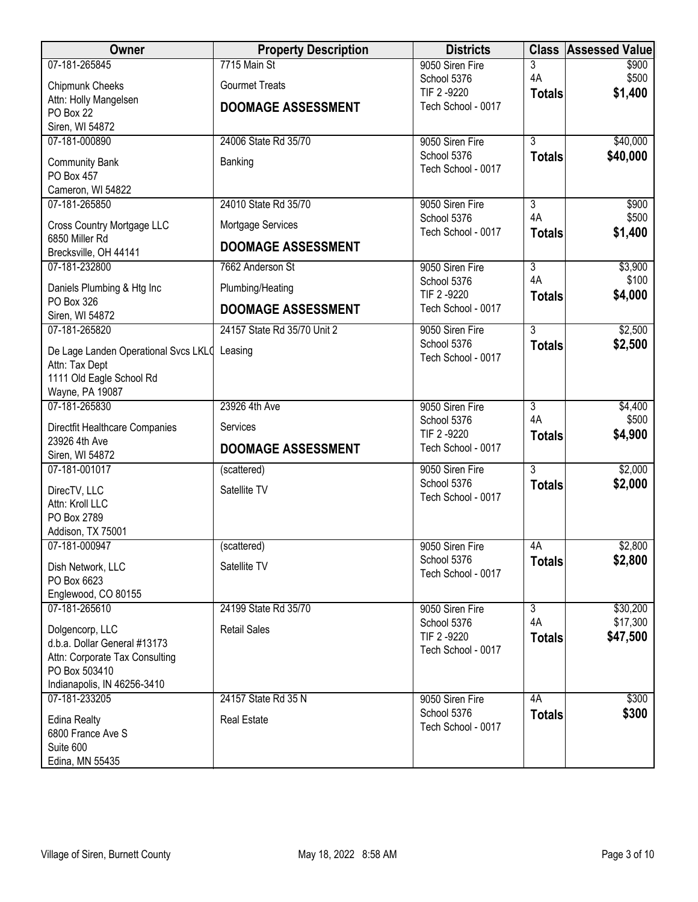| Owner | Property Description | Districts | Class | Assessed Value |
|---|---|---|---|---|
| 07-181-265845<br>Chipmunk Cheeks<br>Attn: Holly Mangelsen<br>PO Box 22<br>Siren, WI 54872 | 7715 Main St<br>Gourmet Treats<br>**DOOMAGE ASSESSMENT** | 9050 Siren Fire<br>School 5376<br>TIF 2 -9220<br>Tech School - 0017 | 3<br>4A<br>**Totals** | \$900<br>\$500<br>**\$1,400** |
| 07-181-000890<br>Community Bank<br>PO Box 457<br>Cameron, WI 54822 | 24006 State Rd 35/70<br>Banking | 9050 Siren Fire<br>School 5376<br>Tech School - 0017 | 3<br>**Totals** | \$40,000<br>**\$40,000** |
| 07-181-265850<br>Cross Country Mortgage LLC<br>6850 Miller Rd<br>Brecksville, OH 44141 | 24010 State Rd 35/70<br>Mortgage Services<br>**DOOMAGE ASSESSMENT** | 9050 Siren Fire<br>School 5376<br>Tech School - 0017 | 3<br>4A<br>**Totals** | \$900<br>\$500<br>**\$1,400** |
| 07-181-232800<br>Daniels Plumbing & Htg Inc<br>PO Box 326<br>Siren, WI 54872 | 7662 Anderson St<br>Plumbing/Heating<br>**DOOMAGE ASSESSMENT** | 9050 Siren Fire<br>School 5376<br>TIF 2 -9220<br>Tech School - 0017 | 3<br>4A<br>**Totals** | \$3,900<br>\$100<br>**\$4,000** |
| 07-181-265820<br>De Lage Landen Operational Svcs LKLC<br>Attn: Tax Dept<br>1111 Old Eagle School Rd<br>Wayne, PA 19087 | 24157 State Rd 35/70 Unit 2<br>Leasing | 9050 Siren Fire<br>School 5376<br>Tech School - 0017 | 3<br>**Totals** | \$2,500<br>**\$2,500** |
| 07-181-265830<br>Directfit Healthcare Companies<br>23926 4th Ave<br>Siren, WI 54872 | 23926 4th Ave<br>Services<br>**DOOMAGE ASSESSMENT** | 9050 Siren Fire<br>School 5376<br>TIF 2 -9220<br>Tech School - 0017 | 3<br>4A<br>**Totals** | \$4,400<br>\$500<br>**\$4,900** |
| 07-181-001017<br>DirecTV, LLC<br>Attn: Kroll LLC<br>PO Box 2789<br>Addison, TX 75001 | (scattered)<br>Satellite TV | 9050 Siren Fire<br>School 5376<br>Tech School - 0017 | 3<br>**Totals** | \$2,000<br>**\$2,000** |
| 07-181-000947<br>Dish Network, LLC<br>PO Box 6623<br>Englewood, CO 80155 | (scattered)<br>Satellite TV | 9050 Siren Fire<br>School 5376<br>Tech School - 0017 | 4A<br>**Totals** | \$2,800<br>**\$2,800** |
| 07-181-265610<br>Dolgencorp, LLC<br>d.b.a. Dollar General #13173<br>Attn: Corporate Tax Consulting<br>PO Box 503410<br>Indianapolis, IN 46256-3410 | 24199 State Rd 35/70<br>Retail Sales | 9050 Siren Fire<br>School 5376<br>TIF 2 -9220<br>Tech School - 0017 | 3<br>4A<br>**Totals** | \$30,200<br>\$17,300<br>**\$47,500** |
| 07-181-233205<br>Edina Realty<br>6800 France Ave S<br>Suite 600<br>Edina, MN 55435 | 24157 State Rd 35 N<br>Real Estate | 9050 Siren Fire<br>School 5376<br>Tech School - 0017 | 4A<br>**Totals** | \$300<br>**\$300** |

Village of Siren, Burnett County — May 18, 2022 8:58 AM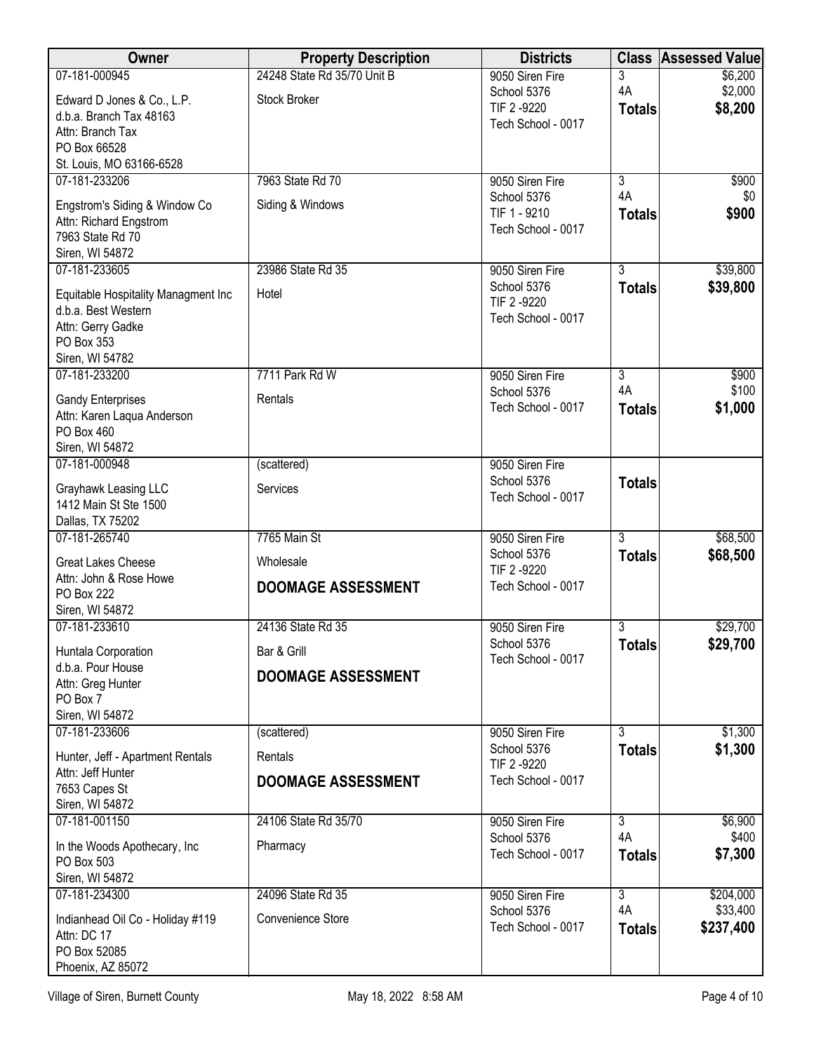| Owner | Property Description | Districts | Class | Assessed Value |
|---|---|---|---|---|
| 07-181-000945<br>Edward D Jones & Co., L.P.<br>d.b.a. Branch Tax 48163<br>Attn: Branch Tax<br>PO Box 66528<br>St. Louis, MO 63166-6528 | 24248 State Rd 35/70 Unit B<br>Stock Broker | 9050 Siren Fire<br>School 5376<br>TIF 2 -9220<br>Tech School - 0017 | 3<br>4A<br>**Totals** | $6,200<br>$2,000<br>**$8,200** |
| 07-181-233206<br>Engstrom's Siding & Window Co<br>Attn: Richard Engstrom<br>7963 State Rd 70<br>Siren, WI 54872 | 7963 State Rd 70<br>Siding & Windows | 9050 Siren Fire<br>School 5376<br>TIF 1 - 9210<br>Tech School - 0017 | 3<br>4A<br>**Totals** | $900<br>$0<br>**$900** |
| 07-181-233605<br>Equitable Hospitality Managment Inc<br>d.b.a. Best Western<br>Attn: Gerry Gadke<br>PO Box 353<br>Siren, WI 54782 | 23986 State Rd 35<br>Hotel | 9050 Siren Fire<br>School 5376<br>TIF 2 -9220<br>Tech School - 0017 | 3<br>**Totals** | $39,800<br>**$39,800** |
| 07-181-233200<br>Gandy Enterprises<br>Attn: Karen Laqua Anderson<br>PO Box 460<br>Siren, WI 54872 | 7711 Park Rd W<br>Rentals | 9050 Siren Fire<br>School 5376<br>Tech School - 0017 | 3<br>4A<br>**Totals** | $900<br>$100<br>**$1,000** |
| 07-181-000948<br>Grayhawk Leasing LLC<br>1412 Main St Ste 1500<br>Dallas, TX 75202 | (scattered)<br>Services | 9050 Siren Fire<br>School 5376<br>Tech School - 0017 | **Totals** | |
| 07-181-265740<br>Great Lakes Cheese<br>Attn: John & Rose Howe<br>PO Box 222<br>Siren, WI 54872 | 7765 Main St<br>Wholesale<br>**DOOMAGE ASSESSMENT** | 9050 Siren Fire<br>School 5376<br>TIF 2 -9220<br>Tech School - 0017 | 3<br>**Totals** | $68,500<br>**$68,500** |
| 07-181-233610<br>Huntala Corporation<br>d.b.a. Pour House<br>Attn: Greg Hunter<br>PO Box 7<br>Siren, WI 54872 | 24136 State Rd 35<br>Bar & Grill<br>**DOOMAGE ASSESSMENT** | 9050 Siren Fire<br>School 5376<br>Tech School - 0017 | 3<br>**Totals** | $29,700<br>**$29,700** |
| 07-181-233606<br>Hunter, Jeff - Apartment Rentals<br>Attn: Jeff Hunter<br>7653 Capes St<br>Siren, WI 54872 | (scattered)<br>Rentals<br>**DOOMAGE ASSESSMENT** | 9050 Siren Fire<br>School 5376<br>TIF 2 -9220<br>Tech School - 0017 | 3<br>**Totals** | $1,300<br>**$1,300** |
| 07-181-001150<br>In the Woods Apothecary, Inc<br>PO Box 503<br>Siren, WI 54872 | 24106 State Rd 35/70<br>Pharmacy | 9050 Siren Fire<br>School 5376<br>Tech School - 0017 | 3<br>4A<br>**Totals** | $6,900<br>$400<br>**$7,300** |
| 07-181-234300<br>Indianhead Oil Co - Holiday #119<br>Attn: DC 17<br>PO Box 52085<br>Phoenix, AZ 85072 | 24096 State Rd 35<br>Convenience Store | 9050 Siren Fire<br>School 5376<br>Tech School - 0017 | 3<br>4A<br>**Totals** | $204,000<br>$33,400<br>**$237,400** |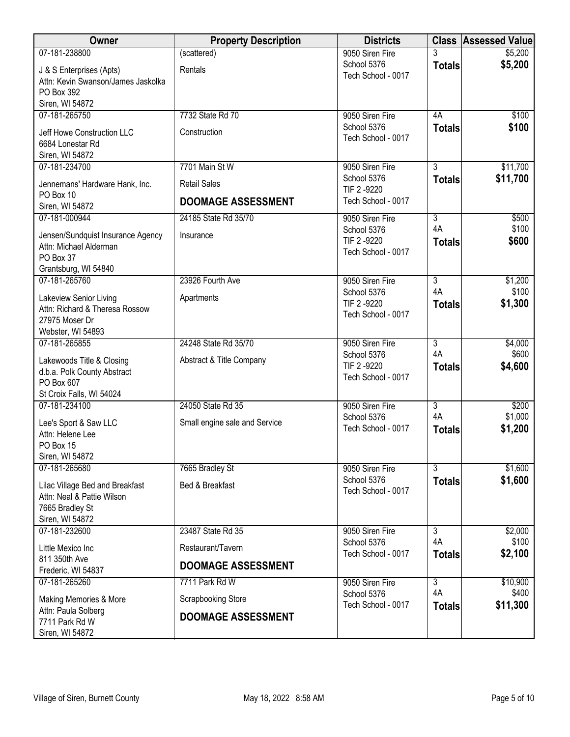| Owner | Property Description | Districts | Class | Assessed Value |
|---|---|---|---|---|
| 07-181-238800<br>J & S Enterprises (Apts)<br>Attn: Kevin Swanson/James Jaskolka<br>PO Box 392<br>Siren, WI 54872 | (scattered)<br>Rentals | 9050 Siren Fire<br>School 5376<br>Tech School - 0017 | 3<br>**Totals** | $5,200<br>**$5,200** |
| 07-181-265750<br>Jeff Howe Construction LLC<br>6684 Lonestar Rd<br>Siren, WI 54872 | 7732 State Rd 70<br>Construction | 9050 Siren Fire<br>School 5376<br>Tech School - 0017 | 4A<br>**Totals** | $100<br>**$100** |
| 07-181-234700<br>Jennemans' Hardware Hank, Inc.<br>PO Box 10<br>Siren, WI 54872 | 7701 Main St W<br>Retail Sales<br>**DOOMAGE ASSESSMENT** | 9050 Siren Fire<br>School 5376<br>TIF 2 -9220<br>Tech School - 0017 | 3<br>**Totals** | $11,700<br>**$11,700** |
| 07-181-000944<br>Jensen/Sundquist Insurance Agency<br>Attn: Michael Alderman<br>PO Box 37<br>Grantsburg, WI 54840 | 24185 State Rd 35/70<br>Insurance | 9050 Siren Fire<br>School 5376<br>TIF 2 -9220<br>Tech School - 0017 | 3<br>4A<br>**Totals** | $500<br>$100<br>**$600** |
| 07-181-265760<br>Lakeview Senior Living<br>Attn: Richard & Theresa Rossow<br>27975 Moser Dr<br>Webster, WI 54893 | 23926 Fourth Ave<br>Apartments | 9050 Siren Fire<br>School 5376<br>TIF 2 -9220<br>Tech School - 0017 | 3<br>4A<br>**Totals** | $1,200<br>$100<br>**$1,300** |
| 07-181-265855<br>Lakewoods Title & Closing<br>d.b.a. Polk County Abstract<br>PO Box 607<br>St Croix Falls, WI 54024 | 24248 State Rd 35/70<br>Abstract & Title Company | 9050 Siren Fire<br>School 5376<br>TIF 2 -9220<br>Tech School - 0017 | 3<br>4A<br>**Totals** | $4,000<br>$600<br>**$4,600** |
| 07-181-234100<br>Lee's Sport & Saw LLC<br>Attn: Helene Lee<br>PO Box 15<br>Siren, WI 54872 | 24050 State Rd 35<br>Small engine sale and Service | 9050 Siren Fire<br>School 5376<br>Tech School - 0017 | 3<br>4A<br>**Totals** | $200<br>$1,000<br>**$1,200** |
| 07-181-265680<br>Lilac Village Bed and Breakfast<br>Attn: Neal & Pattie Wilson<br>7665 Bradley St<br>Siren, WI 54872 | 7665 Bradley St<br>Bed & Breakfast | 9050 Siren Fire<br>School 5376<br>Tech School - 0017 | 3<br>**Totals** | $1,600<br>**$1,600** |
| 07-181-232600<br>Little Mexico Inc<br>811 350th Ave<br>Frederic, WI 54837 | 23487 State Rd 35<br>Restaurant/Tavern<br>**DOOMAGE ASSESSMENT** | 9050 Siren Fire<br>School 5376<br>Tech School - 0017 | 3<br>4A<br>**Totals** | $2,000<br>$100<br>**$2,100** |
| 07-181-265260<br>Making Memories & More<br>Attn: Paula Solberg<br>7711 Park Rd W<br>Siren, WI 54872 | 7711 Park Rd W<br>Scrapbooking Store<br>**DOOMAGE ASSESSMENT** | 9050 Siren Fire<br>School 5376<br>Tech School - 0017 | 3<br>4A<br>**Totals** | $10,900<br>$400<br>**$11,300** |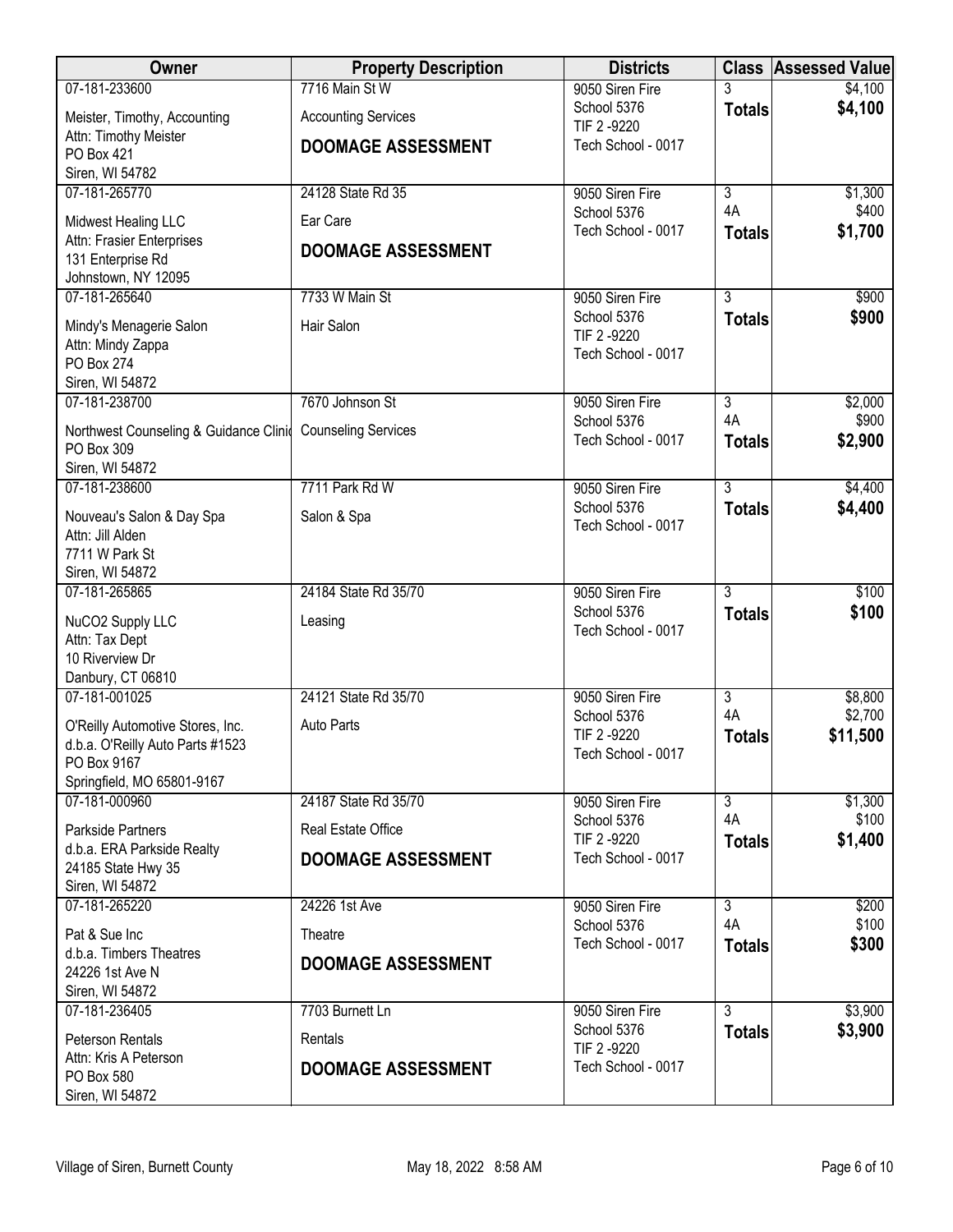| Owner | Property Description | Districts | Class | Assessed Value |
|---|---|---|---|---|
| 07-181-233600<br>Meister, Timothy, Accounting<br>Attn: Timothy Meister<br>PO Box 421<br>Siren, WI 54782 | 7716 Main St W<br>Accounting Services<br>**DOOMAGE ASSESSMENT** | 9050 Siren Fire<br>School 5376<br>TIF 2 -9220<br>Tech School - 0017 | 3<br>**Totals** | $4,100<br>**$4,100** |
| 07-181-265770<br>Midwest Healing LLC<br>Attn: Frasier Enterprises<br>131 Enterprise Rd<br>Johnstown, NY 12095 | 24128 State Rd 35<br>Ear Care<br>**DOOMAGE ASSESSMENT** | 9050 Siren Fire<br>School 5376<br>Tech School - 0017 | 3<br>4A<br>**Totals** | $1,300<br>$400<br>**$1,700** |
| 07-181-265640<br>Mindy's Menagerie Salon<br>Attn: Mindy Zappa<br>PO Box 274<br>Siren, WI 54872 | 7733 W Main St<br>Hair Salon | 9050 Siren Fire<br>School 5376<br>TIF 2 -9220<br>Tech School - 0017 | 3<br>**Totals** | $900<br>**$900** |
| 07-181-238700<br>Northwest Counseling & Guidance Clinic<br>PO Box 309<br>Siren, WI 54872 | 7670 Johnson St<br>Counseling Services | 9050 Siren Fire<br>School 5376<br>Tech School - 0017 | 3<br>4A<br>**Totals** | $2,000<br>$900<br>**$2,900** |
| 07-181-238600<br>Nouveau's Salon & Day Spa<br>Attn: Jill Alden<br>7711 W Park St<br>Siren, WI 54872 | 7711 Park Rd W<br>Salon & Spa | 9050 Siren Fire<br>School 5376<br>Tech School - 0017 | 3<br>**Totals** | $4,400<br>**$4,400** |
| 07-181-265865<br>NuCO2 Supply LLC<br>Attn: Tax Dept<br>10 Riverview Dr<br>Danbury, CT 06810 | 24184 State Rd 35/70<br>Leasing | 9050 Siren Fire<br>School 5376<br>Tech School - 0017 | 3<br>**Totals** | $100<br>**$100** |
| 07-181-001025<br>O'Reilly Automotive Stores, Inc.<br>d.b.a. O'Reilly Auto Parts #1523<br>PO Box 9167<br>Springfield, MO 65801-9167 | 24121 State Rd 35/70<br>Auto Parts | 9050 Siren Fire<br>School 5376<br>TIF 2 -9220<br>Tech School - 0017 | 3<br>4A<br>**Totals** | $8,800<br>$2,700<br>**$11,500** |
| 07-181-000960<br>Parkside Partners<br>d.b.a. ERA Parkside Realty<br>24185 State Hwy 35<br>Siren, WI 54872 | 24187 State Rd 35/70<br>Real Estate Office<br>**DOOMAGE ASSESSMENT** | 9050 Siren Fire<br>School 5376<br>TIF 2 -9220<br>Tech School - 0017 | 3<br>4A<br>**Totals** | $1,300<br>$100<br>**$1,400** |
| 07-181-265220<br>Pat & Sue Inc<br>d.b.a. Timbers Theatres<br>24226 1st Ave N<br>Siren, WI 54872 | 24226 1st Ave<br>Theatre<br>**DOOMAGE ASSESSMENT** | 9050 Siren Fire<br>School 5376<br>Tech School - 0017 | 3<br>4A<br>**Totals** | $200<br>$100<br>**$300** |
| 07-181-236405<br>Peterson Rentals<br>Attn: Kris A Peterson<br>PO Box 580<br>Siren, WI 54872 | 7703 Burnett Ln<br>Rentals<br>**DOOMAGE ASSESSMENT** | 9050 Siren Fire<br>School 5376<br>TIF 2 -9220<br>Tech School - 0017 | 3<br>**Totals** | $3,900<br>**$3,900** |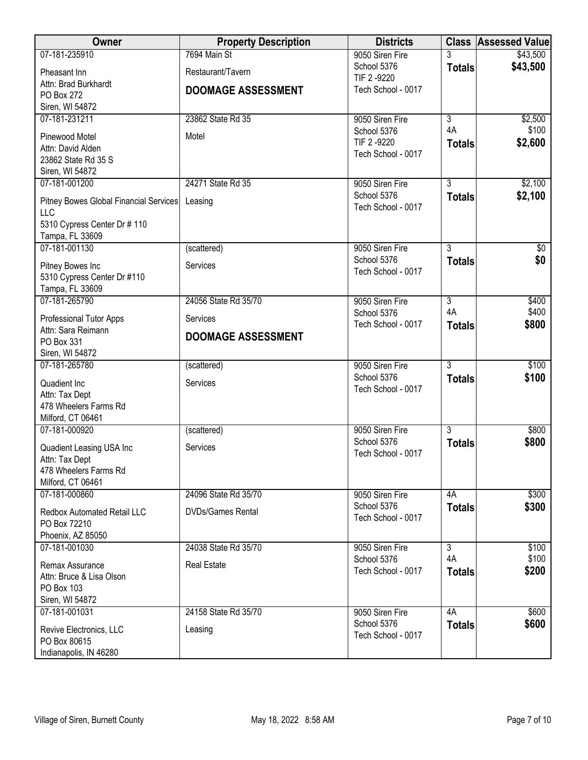| Owner | Property Description | Districts | Class | Assessed Value |
|---|---|---|---|---|
| 07-181-235910<br>Pheasant Inn<br>Attn: Brad Burkhardt<br>PO Box 272<br>Siren, WI 54872 | 7694 Main St<br>Restaurant/Tavern<br>**DOOMAGE ASSESSMENT** | 9050 Siren Fire<br>School 5376<br>TIF 2 -9220<br>Tech School - 0017 | 3<br>**Totals** | $43,500<br>**$43,500** |
| 07-181-231211<br>Pinewood Motel<br>Attn: David Alden<br>23862 State Rd 35 S<br>Siren, WI 54872 | 23862 State Rd 35<br>Motel | 9050 Siren Fire<br>School 5376<br>TIF 2 -9220<br>Tech School - 0017 | 3<br>4A<br>**Totals** | $2,500<br>$100<br>**$2,600** |
| 07-181-001200<br>Pitney Bowes Global Financial Services LLC<br>5310 Cypress Center Dr # 110<br>Tampa, FL 33609 | 24271 State Rd 35<br>Leasing | 9050 Siren Fire<br>School 5376<br>Tech School - 0017 | 3<br>**Totals** | $2,100<br>**$2,100** |
| 07-181-001130<br>Pitney Bowes Inc<br>5310 Cypress Center Dr #110<br>Tampa, FL 33609 | (scattered)<br>Services | 9050 Siren Fire<br>School 5376<br>Tech School - 0017 | 3<br>**Totals** | $0<br>**$0** |
| 07-181-265790<br>Professional Tutor Apps<br>Attn: Sara Reimann<br>PO Box 331<br>Siren, WI 54872 | 24056 State Rd 35/70<br>Services<br>**DOOMAGE ASSESSMENT** | 9050 Siren Fire<br>School 5376<br>Tech School - 0017 | 3<br>4A<br>**Totals** | $400<br>$400<br>**$800** |
| 07-181-265780<br>Quadient Inc<br>Attn: Tax Dept<br>478 Wheelers Farms Rd<br>Milford, CT 06461 | (scattered)<br>Services | 9050 Siren Fire<br>School 5376<br>Tech School - 0017 | 3<br>**Totals** | $100<br>**$100** |
| 07-181-000920<br>Quadient Leasing USA Inc<br>Attn: Tax Dept<br>478 Wheelers Farms Rd<br>Milford, CT 06461 | (scattered)<br>Services | 9050 Siren Fire<br>School 5376<br>Tech School - 0017 | 3<br>**Totals** | $800<br>**$800** |
| 07-181-000860<br>Redbox Automated Retail LLC<br>PO Box 72210<br>Phoenix, AZ 85050 | 24096 State Rd 35/70<br>DVDs/Games Rental | 9050 Siren Fire<br>School 5376<br>Tech School - 0017 | 4A<br>**Totals** | $300<br>**$300** |
| 07-181-001030<br>Remax Assurance<br>Attn: Bruce & Lisa Olson<br>PO Box 103<br>Siren, WI 54872 | 24038 State Rd 35/70<br>Real Estate | 9050 Siren Fire<br>School 5376<br>Tech School - 0017 | 3<br>4A<br>**Totals** | $100<br>$100<br>**$200** |
| 07-181-001031<br>Revive Electronics, LLC<br>PO Box 80615<br>Indianapolis, IN 46280 | 24158 State Rd 35/70<br>Leasing | 9050 Siren Fire<br>School 5376<br>Tech School - 0017 | 4A<br>**Totals** | $600<br>**$600** |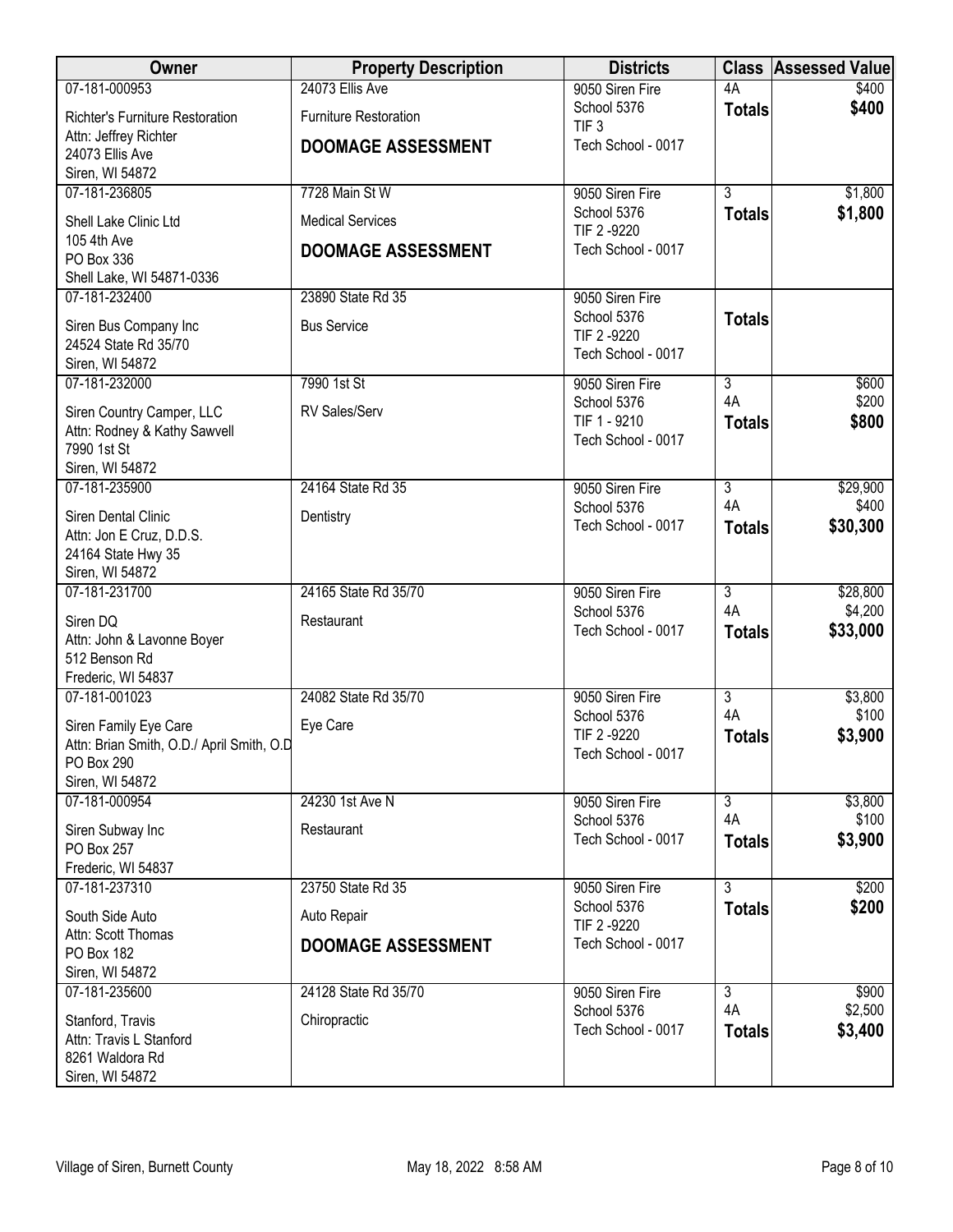| Owner | Property Description | Districts | Class | Assessed Value |
|---|---|---|---|---|
| 07-181-000953<br>Richter's Furniture Restoration<br>Attn: Jeffrey Richter<br>24073 Ellis Ave<br>Siren, WI 54872 | 24073 Ellis Ave<br>Furniture Restoration<br>**DOOMAGE ASSESSMENT** | 9050 Siren Fire<br>School 5376<br>TIF 3<br>Tech School - 0017 | 4A<br>**Totals** | $400<br>**$400** |
| 07-181-236805<br>Shell Lake Clinic Ltd<br>105 4th Ave<br>PO Box 336<br>Shell Lake, WI 54871-0336 | 7728 Main St W<br>Medical Services<br>**DOOMAGE ASSESSMENT** | 9050 Siren Fire<br>School 5376<br>TIF 2 -9220<br>Tech School - 0017 | 3<br>**Totals** | $1,800<br>**$1,800** |
| 07-181-232400<br>Siren Bus Company Inc<br>24524 State Rd 35/70<br>Siren, WI 54872 | 23890 State Rd 35<br>Bus Service | 9050 Siren Fire<br>School 5376<br>TIF 2 -9220<br>Tech School - 0017 | **Totals** | |
| 07-181-232000<br>Siren Country Camper, LLC<br>Attn: Rodney & Kathy Sawvell<br>7990 1st St<br>Siren, WI 54872 | 7990 1st St<br>RV Sales/Serv | 9050 Siren Fire<br>School 5376<br>TIF 1 - 9210<br>Tech School - 0017 | 3<br>4A<br>**Totals** | $600<br>$200<br>**$800** |
| 07-181-235900<br>Siren Dental Clinic<br>Attn: Jon E Cruz, D.D.S.<br>24164 State Hwy 35<br>Siren, WI 54872 | 24164 State Rd 35<br>Dentistry | 9050 Siren Fire<br>School 5376<br>Tech School - 0017 | 3<br>4A<br>**Totals** | $29,900<br>$400<br>**$30,300** |
| 07-181-231700<br>Siren DQ<br>Attn: John & Lavonne Boyer<br>512 Benson Rd<br>Frederic, WI 54837 | 24165 State Rd 35/70<br>Restaurant | 9050 Siren Fire<br>School 5376<br>Tech School - 0017 | 3<br>4A<br>**Totals** | $28,800<br>$4,200<br>**$33,000** |
| 07-181-001023<br>Siren Family Eye Care<br>Attn: Brian Smith, O.D./ April Smith, O.D<br>PO Box 290<br>Siren, WI 54872 | 24082 State Rd 35/70<br>Eye Care | 9050 Siren Fire<br>School 5376<br>TIF 2 -9220<br>Tech School - 0017 | 3<br>4A<br>**Totals** | $3,800<br>$100<br>**$3,900** |
| 07-181-000954<br>Siren Subway Inc<br>PO Box 257<br>Frederic, WI 54837 | 24230 1st Ave N<br>Restaurant | 9050 Siren Fire<br>School 5376<br>Tech School - 0017 | 3<br>4A<br>**Totals** | $3,800<br>$100<br>**$3,900** |
| 07-181-237310<br>South Side Auto<br>Attn: Scott Thomas<br>PO Box 182<br>Siren, WI 54872 | 23750 State Rd 35<br>Auto Repair<br>**DOOMAGE ASSESSMENT** | 9050 Siren Fire<br>School 5376<br>TIF 2 -9220<br>Tech School - 0017 | 3<br>**Totals** | $200<br>**$200** |
| 07-181-235600<br>Stanford, Travis<br>Attn: Travis L Stanford<br>8261 Waldora Rd<br>Siren, WI 54872 | 24128 State Rd 35/70<br>Chiropractic | 9050 Siren Fire<br>School 5376<br>Tech School - 0017 | 3<br>4A<br>**Totals** | $900<br>$2,500<br>**$3,400** |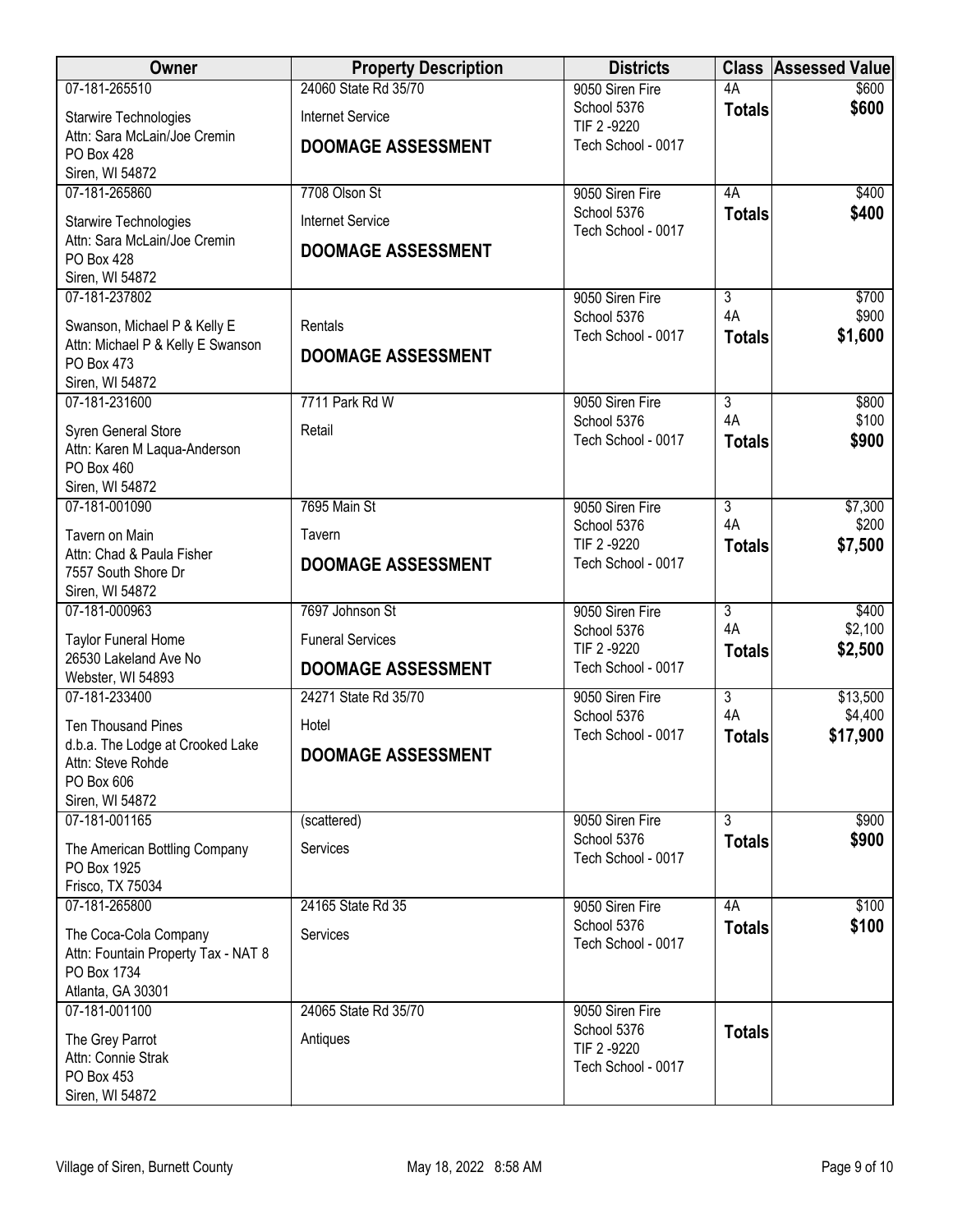| Owner | Property Description | Districts | Class | Assessed Value |
|---|---|---|---|---|
| 07-181-265510<br>Starwire Technologies<br>Attn: Sara McLain/Joe Cremin<br>PO Box 428<br>Siren, WI 54872 | 24060 State Rd 35/70<br>Internet Service<br>**DOOMAGE ASSESSMENT** | 9050 Siren Fire<br>School 5376<br>TIF 2 -9220<br>Tech School - 0017 | 4A<br>**Totals** | $600<br>**$600** |
| 07-181-265860<br>Starwire Technologies<br>Attn: Sara McLain/Joe Cremin<br>PO Box 428<br>Siren, WI 54872 | 7708 Olson St<br>Internet Service<br>**DOOMAGE ASSESSMENT** | 9050 Siren Fire<br>School 5376<br>Tech School - 0017 | 4A<br>**Totals** | $400<br>**$400** |
| 07-181-237802<br>Swanson, Michael P & Kelly E<br>Attn: Michael P & Kelly E Swanson<br>PO Box 473<br>Siren, WI 54872 | Rentals<br>**DOOMAGE ASSESSMENT** | 9050 Siren Fire<br>School 5376<br>Tech School - 0017 | 3<br>4A<br>**Totals** | $700<br>$900<br>**$1,600** |
| 07-181-231600<br>Syren General Store<br>Attn: Karen M Laqua-Anderson<br>PO Box 460<br>Siren, WI 54872 | 7711 Park Rd W<br>Retail | 9050 Siren Fire<br>School 5376<br>Tech School - 0017 | 3<br>4A<br>**Totals** | $800<br>$100<br>**$900** |
| 07-181-001090<br>Tavern on Main<br>Attn: Chad & Paula Fisher<br>7557 South Shore Dr<br>Siren, WI 54872 | 7695 Main St<br>Tavern<br>**DOOMAGE ASSESSMENT** | 9050 Siren Fire<br>School 5376<br>TIF 2 -9220<br>Tech School - 0017 | 3<br>4A<br>**Totals** | $7,300<br>$200<br>**$7,500** |
| 07-181-000963<br>Taylor Funeral Home<br>26530 Lakeland Ave No<br>Webster, WI 54893 | 7697 Johnson St<br>Funeral Services<br>**DOOMAGE ASSESSMENT** | 9050 Siren Fire<br>School 5376<br>TIF 2 -9220<br>Tech School - 0017 | 3<br>4A<br>**Totals** | $400<br>$2,100<br>**$2,500** |
| 07-181-233400<br>Ten Thousand Pines<br>d.b.a. The Lodge at Crooked Lake<br>Attn: Steve Rohde<br>PO Box 606<br>Siren, WI 54872 | 24271 State Rd 35/70<br>Hotel<br>**DOOMAGE ASSESSMENT** | 9050 Siren Fire<br>School 5376<br>Tech School - 0017 | 3<br>4A<br>**Totals** | $13,500<br>$4,400<br>**$17,900** |
| 07-181-001165<br>The American Bottling Company<br>PO Box 1925<br>Frisco, TX 75034 | (scattered)<br>Services | 9050 Siren Fire<br>School 5376<br>Tech School - 0017 | 3<br>**Totals** | $900<br>**$900** |
| 07-181-265800<br>The Coca-Cola Company<br>Attn: Fountain Property Tax - NAT 8<br>PO Box 1734<br>Atlanta, GA 30301 | 24165 State Rd 35<br>Services | 9050 Siren Fire<br>School 5376<br>Tech School - 0017 | 4A<br>**Totals** | $100<br>**$100** |
| 07-181-001100<br>The Grey Parrot<br>Attn: Connie Strak<br>PO Box 453<br>Siren, WI 54872 | 24065 State Rd 35/70<br>Antiques | 9050 Siren Fire<br>School 5376<br>TIF 2 -9220<br>Tech School - 0017 | **Totals** | |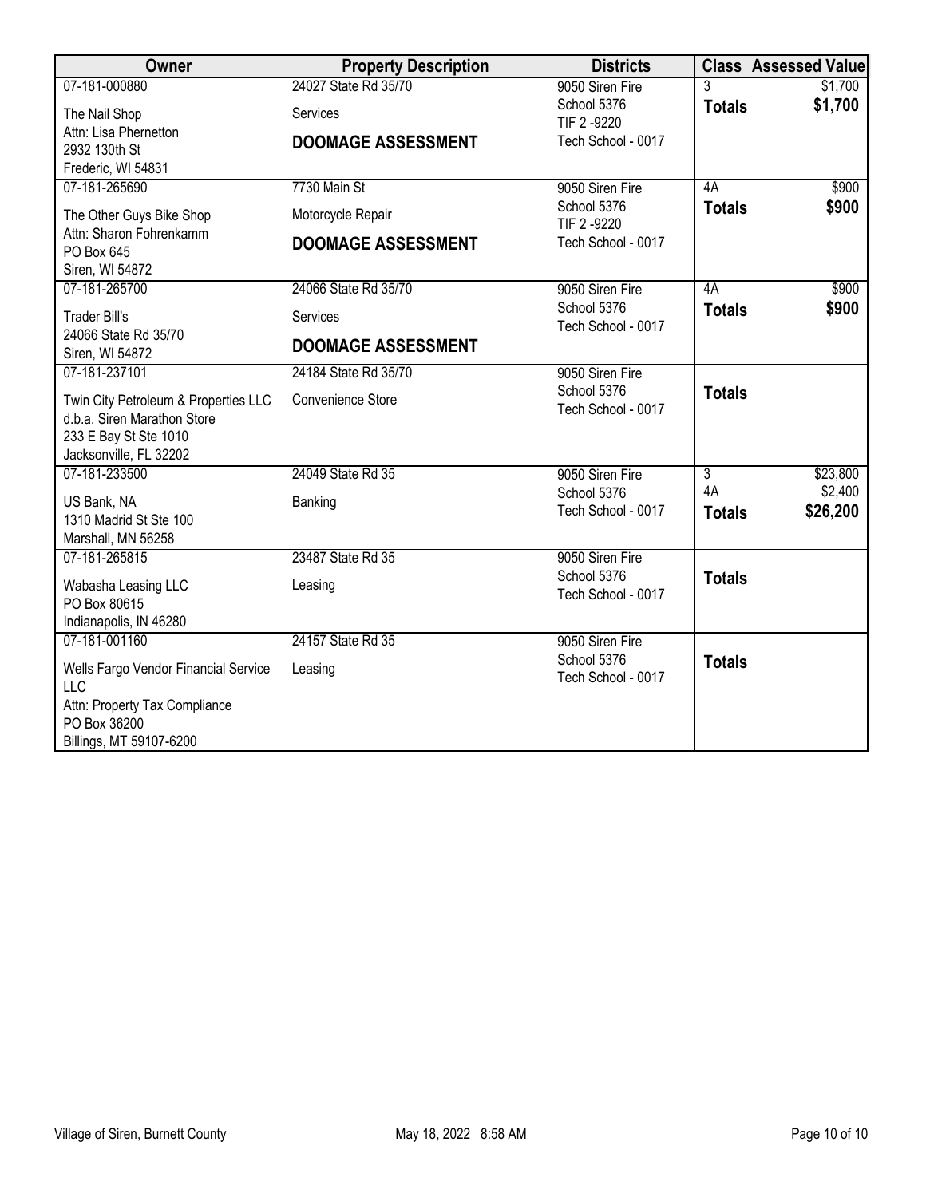| Owner | Property Description | Districts | Class | Assessed Value |
|---|---|---|---|---|
| 07-181-000880<br>The Nail Shop<br>Attn: Lisa Phernetton<br>2932 130th St<br>Frederic, WI 54831 | 24027 State Rd 35/70<br>Services<br>**DOOMAGE ASSESSMENT** | 9050 Siren Fire<br>School 5376<br>TIF 2 -9220<br>Tech School - 0017 | 3<br>**Totals** | $1,700<br>**$1,700** |
| 07-181-265690<br>The Other Guys Bike Shop<br>Attn: Sharon Fohrenkamm<br>PO Box 645<br>Siren, WI 54872 | 7730 Main St<br>Motorcycle Repair<br>**DOOMAGE ASSESSMENT** | 9050 Siren Fire<br>School 5376<br>TIF 2 -9220<br>Tech School - 0017 | 4A<br>**Totals** | $900<br>**$900** |
| 07-181-265700<br>Trader Bill's<br>24066 State Rd 35/70<br>Siren, WI 54872 | 24066 State Rd 35/70<br>Services<br>**DOOMAGE ASSESSMENT** | 9050 Siren Fire<br>School 5376<br>Tech School - 0017 | 4A<br>**Totals** | $900<br>**$900** |
| 07-181-237101<br>Twin City Petroleum & Properties LLC<br>d.b.a. Siren Marathon Store<br>233 E Bay St Ste 1010<br>Jacksonville, FL 32202 | 24184 State Rd 35/70<br>Convenience Store | 9050 Siren Fire<br>School 5376<br>Tech School - 0017 | **Totals** | |
| 07-181-233500<br>US Bank, NA<br>1310 Madrid St Ste 100<br>Marshall, MN 56258 | 24049 State Rd 35<br>Banking | 9050 Siren Fire<br>School 5376<br>Tech School - 0017 | 3<br>4A<br>**Totals** | $23,800<br>$2,400<br>**$26,200** |
| 07-181-265815<br>Wabasha Leasing LLC<br>PO Box 80615<br>Indianapolis, IN 46280 | 23487 State Rd 35<br>Leasing | 9050 Siren Fire<br>School 5376<br>Tech School - 0017 | **Totals** | |
| 07-181-001160<br>Wells Fargo Vendor Financial Service LLC<br>Attn: Property Tax Compliance<br>PO Box 36200<br>Billings, MT 59107-6200 | 24157 State Rd 35<br>Leasing | 9050 Siren Fire<br>School 5376<br>Tech School - 0017 | **Totals** | |

Village of Siren, Burnett County    May 18, 2022 8:58 AM